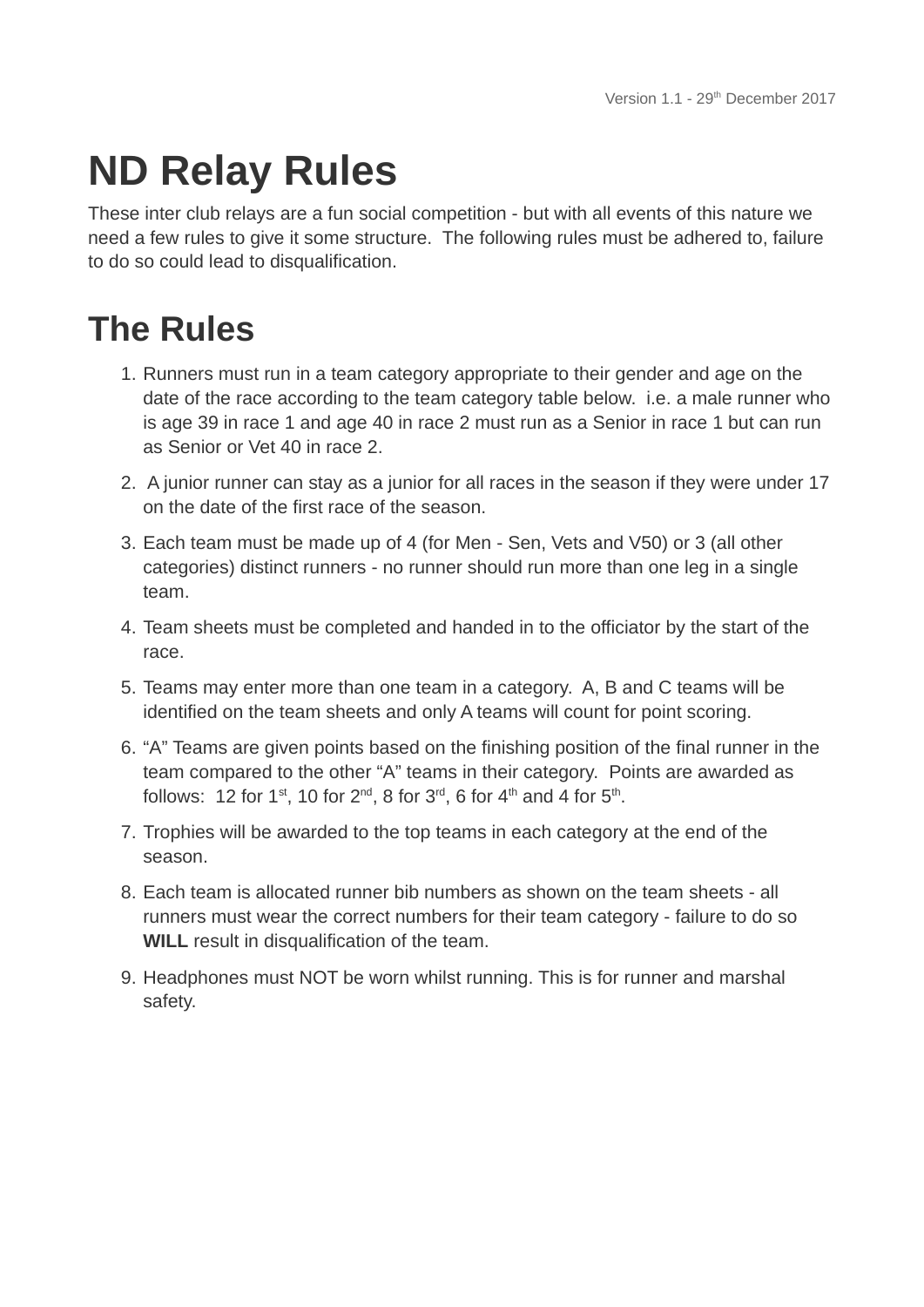Version 1.1 - 29th December 2017

# ND Relay Rules

These inter club relays are a fun social competition - but with all events of this nature we need a few rules to give it some structure. The following rules must be adhered to, failure to do so could lead to disqualification.

# The Rules

1. Runners must run in a team category appropriate to their gender and age on the date of the race according to the team category table below. i.e. a male runner who is age 39 in race 1 and age 40 in race 2 must run as a Senior in race 1 but can run as Senior or Vet 40 in race 2.
2. A junior runner can stay as a junior for all races in the season if they were under 17 on the date of the first race of the season.
3. Each team must be made up of 4 (for Men - Sen, Vets and V50) or 3 (all other categories) distinct runners - no runner should run more than one leg in a single team.
4. Team sheets must be completed and handed in to the officiator by the start of the race.
5. Teams may enter more than one team in a category. A, B and C teams will be identified on the team sheets and only A teams will count for point scoring.
6. "A" Teams are given points based on the finishing position of the final runner in the team compared to the other "A" teams in their category. Points are awarded as follows: 12 for 1st, 10 for 2nd, 8 for 3rd, 6 for 4th and 4 for 5th.
7. Trophies will be awarded to the top teams in each category at the end of the season.
8. Each team is allocated runner bib numbers as shown on the team sheets - all runners must wear the correct numbers for their team category - failure to do so **WILL** result in disqualification of the team.
9. Headphones must NOT be worn whilst running. This is for runner and marshal safety.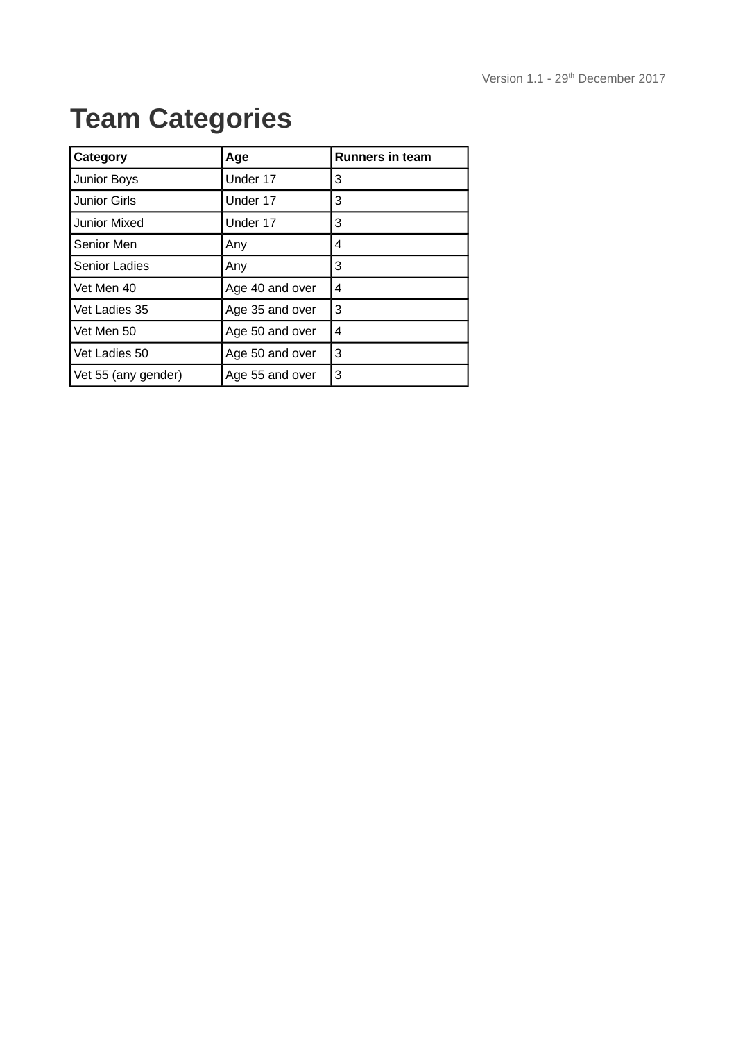# Team Categories

| Category | Age | Runners in team |
| --- | --- | --- |
| Junior Boys | Under 17 | 3 |
| Junior Girls | Under 17 | 3 |
| Junior Mixed | Under 17 | 3 |
| Senior Men | Any | 4 |
| Senior Ladies | Any | 3 |
| Vet Men 40 | Age 40 and over | 4 |
| Vet Ladies 35 | Age 35 and over | 3 |
| Vet Men 50 | Age 50 and over | 4 |
| Vet Ladies 50 | Age 50 and over | 3 |
| Vet 55 (any gender) | Age 55 and over | 3 |